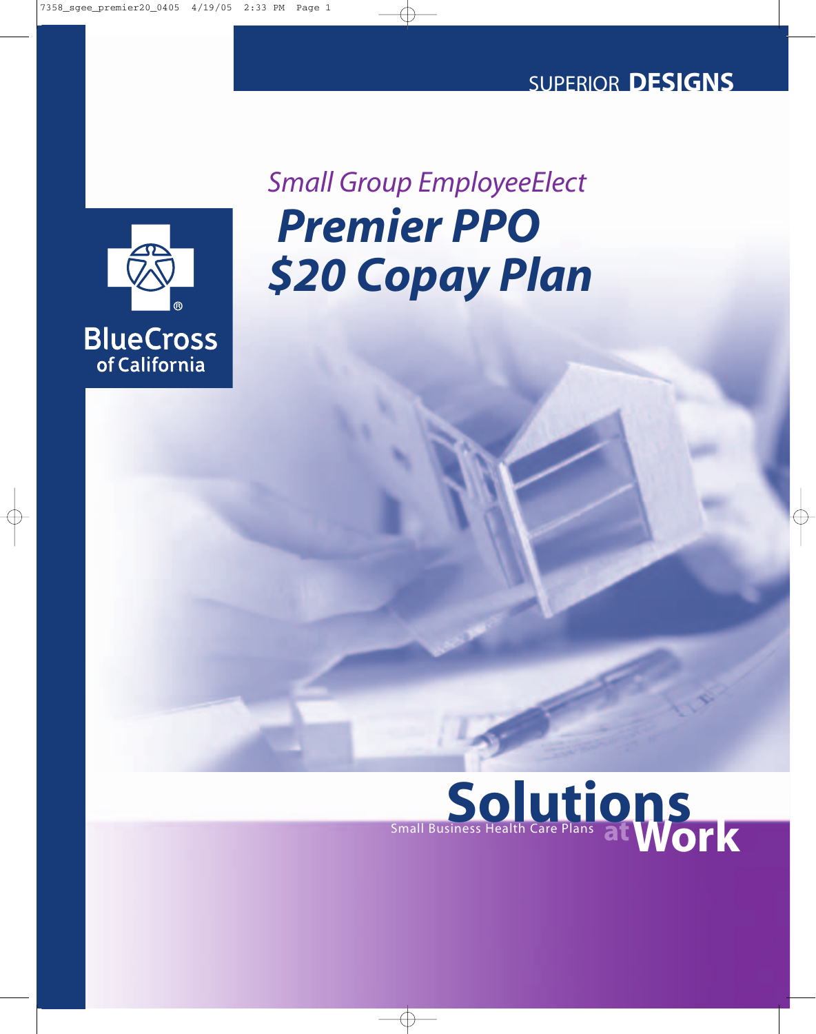SUPERIOR **DESIGNS**

*Small Group EmployeeElect*

# *Premier PPO $20 Copay Plan*

BlueCross of California

**Solutions at Work**

Small Business Health Care Plans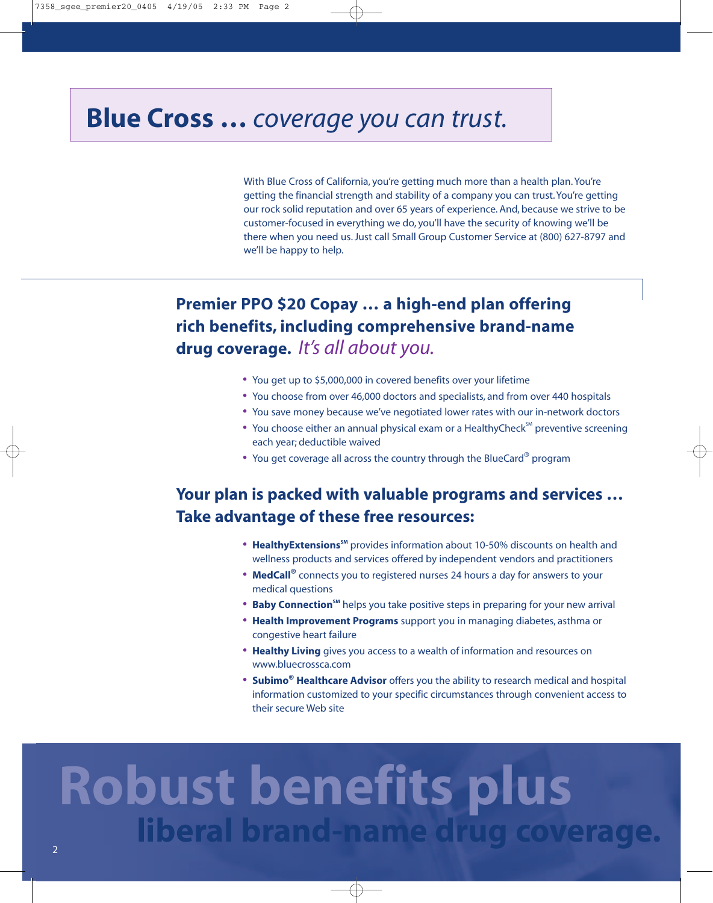# **Blue Cross …** *coverage you can trust.*

With Blue Cross of California, you're getting much more than a health plan. You're getting the financial strength and stability of a company you can trust. You're getting our rock solid reputation and over 65 years of experience. And, because we strive to be customer-focused in everything we do, you'll have the security of knowing we'll be there when you need us. Just call Small Group Customer Service at (800) 627-8797 and we'll be happy to help.

## Premier PPO $20 Copay … a high-end plan offering rich benefits, including comprehensive brand-name drug coverage. *It's all about you.*

- You get up to $5,000,000 in covered benefits over your lifetime
- You choose from over 46,000 doctors and specialists, and from over 440 hospitals
- You save money because we've negotiated lower rates with our in-network doctors
- You choose either an annual physical exam or a HealthyCheck℠ preventive screening each year; deductible waived
- You get coverage all across the country through the BlueCard® program

## Your plan is packed with valuable programs and services … Take advantage of these free resources:

- **HealthyExtensions℠** provides information about 10-50% discounts on health and wellness products and services offered by independent vendors and practitioners
- **MedCall®** connects you to registered nurses 24 hours a day for answers to your medical questions
- **Baby Connection℠** helps you take positive steps in preparing for your new arrival
- **Health Improvement Programs** support you in managing diabetes, asthma or congestive heart failure
- **Healthy Living** gives you access to a wealth of information and resources on www.bluecrossca.com
- **Subimo® Healthcare Advisor** offers you the ability to research medical and hospital information customized to your specific circumstances through convenient access to their secure Web site

# Robust benefits plus liberal brand-name drug coverage.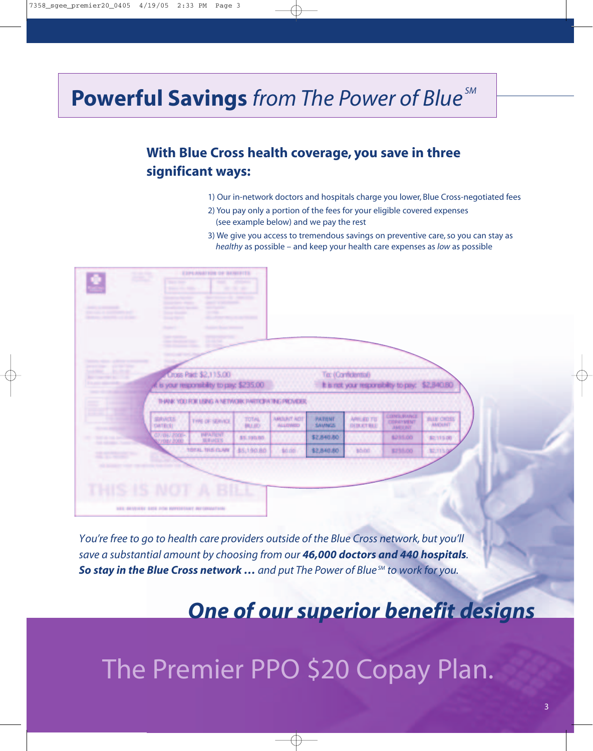# **Powerful Savings** *from The Power of Blue*℠

## With Blue Cross health coverage, you save in three significant ways:

1) Our in-network doctors and hospitals charge you lower, Blue Cross-negotiated fees
2) You pay only a portion of the fees for your eligible covered expenses (see example below) and we pay the rest
3) We give you access to tremendous savings on preventive care, so you can stay as *healthy* as possible – and keep your health care expenses as *low* as possible

Cross Paid: $2,115.00

It is your responsibility to pay: $235.00

To: (Confidential)

It is not your responsibility to pay: $2,840.80

THANK YOU FOR USING A NETWORK PARTICIPATING PROVIDER

| SERVICE DATE(S) | TYPE OF SERVICE | TOTAL BILLED | AMOUNT NOT ALLOWED | PATIENT SAVINGS | APPLIED TO DEDUCTIBLE | COINSURANCE COPAYMENT AMOUNT | BLUE CROSS AMOUNT |
|---|---|---|---|---|---|---|---|
| 07/06/2000-07/08/2000 | INPATIENT SERVICES | $5,190.80 | | $2,840.80 | | $235.00 | $2,115.00 |
| | TOTAL THIS CLAIM | $5,190.80 | $0.00 | $2,840.80 | $0.00 | $235.00 | $2,115 |

THIS IS NOT A BILL

*You're free to go to health care providers outside of the Blue Cross network, but you'll save a substantial amount by choosing from our* ***46,000 doctors and 440 hospitals****.* ***So stay in the Blue Cross network …*** *and put The Power of Blue*℠ *to work for you.*

## ***One of our superior benefit designs***

# The Premier PPO $20 Copay Plan.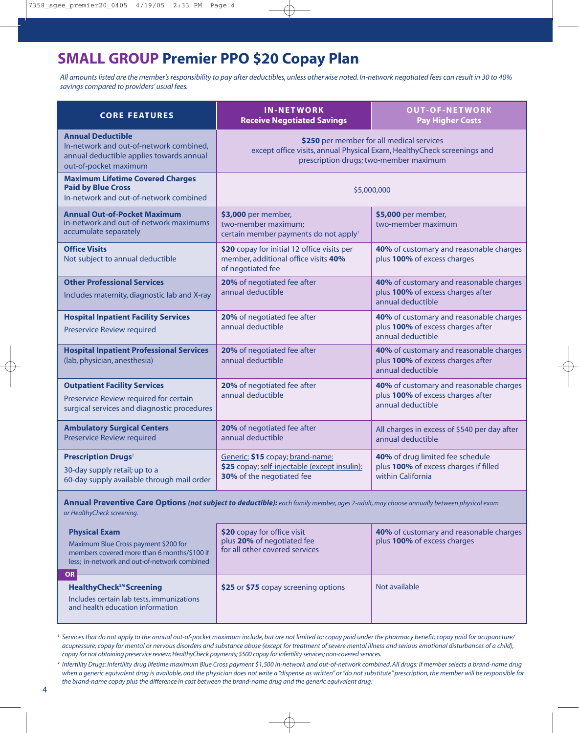# SMALL GROUP Premier PPO $20 Copay Plan

*All amounts listed are the member's responsibility to pay after deductibles, unless otherwise noted. In-network negotiated fees can result in 30 to 40% savings compared to providers' usual fees.*

| CORE FEATURES | IN-NETWORK Receive Negotiated Savings | OUT-OF-NETWORK Pay Higher Costs |
|---|---|---|
| **Annual Deductible** In-network and out-of-network combined, annual deductible applies towards annual out-of-pocket maximum | **$250** per member for all medical services except office visits, annual Physical Exam, HealthyCheck screenings and prescription drugs; two-member maximum | |
| **Maximum Lifetime Covered Charges Paid by Blue Cross** In-network and out-of-network combined | $5,000,000 | |
| **Annual Out-of-Pocket Maximum** in-network and out-of-network maximums accumulate separately | **$3,000** per member, two-member maximum; certain member payments do not apply[1] | **$5,000** per member, two-member maximum |
| **Office Visits** Not subject to annual deductible | **$20** copay for initial 12 office visits per member, additional office visits **40%** of negotiated fee | **40%** of customary and reasonable charges plus **100%** of excess charges |
| **Other Professional Services** Includes maternity, diagnostic lab and X-ray | **20%** of negotiated fee after annual deductible | **40%** of customary and reasonable charges plus **100%** of excess charges after annual deductible |
| **Hospital Inpatient Facility Services** Preservice Review required | **20%** of negotiated fee after annual deductible | **40%** of customary and reasonable charges plus **100%** of excess charges after annual deductible |
| **Hospital Inpatient Professional Services** (lab, physician, anesthesia) | **20%** of negotiated fee after annual deductible | **40%** of customary and reasonable charges plus **100%** of excess charges after annual deductible |
| **Outpatient Facility Services** Preservice Review required for certain surgical services and diagnostic procedures | **20%** of negotiated fee after annual deductible | **40%** of customary and reasonable charges plus **100%** of excess charges after annual deductible |
| **Ambulatory Surgical Centers** Preservice Review required | **20%** of negotiated fee after annual deductible | All charges in excess of $540 per day after annual deductible |
| **Prescription Drugs**[2] 30-day supply retail; up to a 60-day supply available through mail order | Generic: **$15** copay; brand-name: **$25** copay; self-injectable (except insulin): **30%** of the negotiated fee | **40%** of drug limited fee schedule plus **100%** of excess charges if filled within California |
| **Annual Preventive Care Options** ***(not subject to deductible):*** *each family member, ages 7-adult, may choose annually between physical exam or HealthyCheck screening.* | | |
| **Physical Exam** Maximum Blue Cross payment $200 for members covered more than 6 months/$100 if less; in-network and out-of-network combined | **$20** copay for office visit plus **20%** of negotiated fee for all other covered services | **40%** of customary and reasonable charges plus **100%** of excess charges |
| **OR** | | |
| **HealthyCheck℠ Screening** Includes certain lab tests, immunizations and health education information | **$25** or **$75** copay screening options | Not available |

[1] *Services that do not apply to the annual out-of-pocket maximum include, but are not limited to: copay paid under the pharmacy benefit; copay paid for acupuncture/acupressure; copay for mental or nervous disorders and substance abuse (except for treatment of severe mental illness and serious emotional disturbances of a child), copay for not obtaining preservice review; HealthyCheck payments; $500 copay for infertility services; non-covered services.*

[2] *Infertility Drugs: Infertility drug lifetime maximum Blue Cross payment $1,500 in-network and out-of-network combined. All drugs: if member selects a brand-name drug when a generic equivalent drug is available, and the physician does not write a "dispense as written" or "do not substitute" prescription, the member will be responsible for the brand-name copay plus the difference in cost between the brand-name drug and the generic equivalent drug.*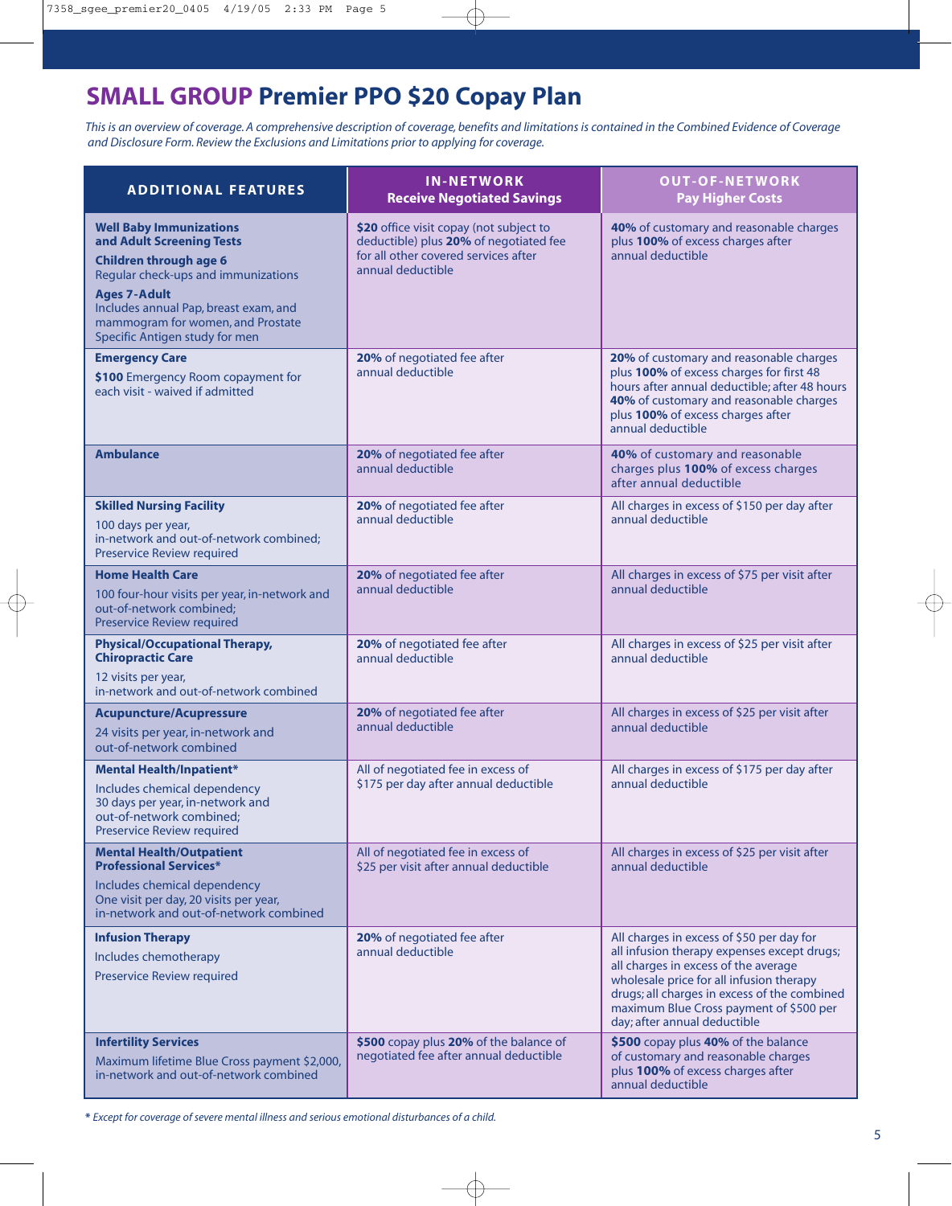# **SMALL GROUP** Premier PPO $20 Copay Plan

*This is an overview of coverage. A comprehensive description of coverage, benefits and limitations is contained in the Combined Evidence of Coverage and Disclosure Form. Review the Exclusions and Limitations prior to applying for coverage.*

| ADDITIONAL FEATURES | IN-NETWORK Receive Negotiated Savings | OUT-OF-NETWORK Pay Higher Costs |
|---|---|---|
| **Well Baby Immunizations and Adult Screening Tests**<br>**Children through age 6**<br>Regular check-ups and immunizations<br>**Ages 7-Adult**<br>Includes annual Pap, breast exam, and mammogram for women, and Prostate Specific Antigen study for men | **$20** office visit copay (not subject to deductible) plus **20%** of negotiated fee for all other covered services after annual deductible | **40%** of customary and reasonable charges plus **100%** of excess charges after annual deductible |
| **Emergency Care**<br>**$100** Emergency Room copayment for each visit - waived if admitted | **20%** of negotiated fee after annual deductible | **20%** of customary and reasonable charges plus **100%** of excess charges for first 48 hours after annual deductible; after 48 hours **40%** of customary and reasonable charges plus **100%** of excess charges after annual deductible |
| **Ambulance** | **20%** of negotiated fee after annual deductible | **40%** of customary and reasonable charges plus **100%** of excess charges after annual deductible |
| **Skilled Nursing Facility**<br>100 days per year, in-network and out-of-network combined; Preservice Review required | **20%** of negotiated fee after annual deductible | All charges in excess of $150 per day after annual deductible |
| **Home Health Care**<br>100 four-hour visits per year, in-network and out-of-network combined; Preservice Review required | **20%** of negotiated fee after annual deductible | All charges in excess of $75 per visit after annual deductible |
| **Physical/Occupational Therapy, Chiropractic Care**<br>12 visits per year, in-network and out-of-network combined | **20%** of negotiated fee after annual deductible | All charges in excess of $25 per visit after annual deductible |
| **Acupuncture/Acupressure**<br>24 visits per year, in-network and out-of-network combined | **20%** of negotiated fee after annual deductible | All charges in excess of $25 per visit after annual deductible |
| **Mental Health/Inpatient***<br>Includes chemical dependency<br>30 days per year, in-network and out-of-network combined; Preservice Review required | All of negotiated fee in excess of $175 per day after annual deductible | All charges in excess of $175 per day after annual deductible |
| **Mental Health/Outpatient Professional Services***<br>Includes chemical dependency<br>One visit per day, 20 visits per year, in-network and out-of-network combined | All of negotiated fee in excess of $25 per visit after annual deductible | All charges in excess of $25 per visit after annual deductible |
| **Infusion Therapy**<br>Includes chemotherapy<br>Preservice Review required | **20%** of negotiated fee after annual deductible | All charges in excess of $50 per day for all infusion therapy expenses except drugs; all charges in excess of the average wholesale price for all infusion therapy drugs; all charges in excess of the combined maximum Blue Cross payment of $500 per day; after annual deductible |
| **Infertility Services**<br>Maximum lifetime Blue Cross payment $2,000, in-network and out-of-network combined | **$500** copay plus **20%** of the balance of negotiated fee after annual deductible | **$500** copay plus **40%** of the balance of customary and reasonable charges plus **100%** of excess charges after annual deductible |

*\* Except for coverage of severe mental illness and serious emotional disturbances of a child.*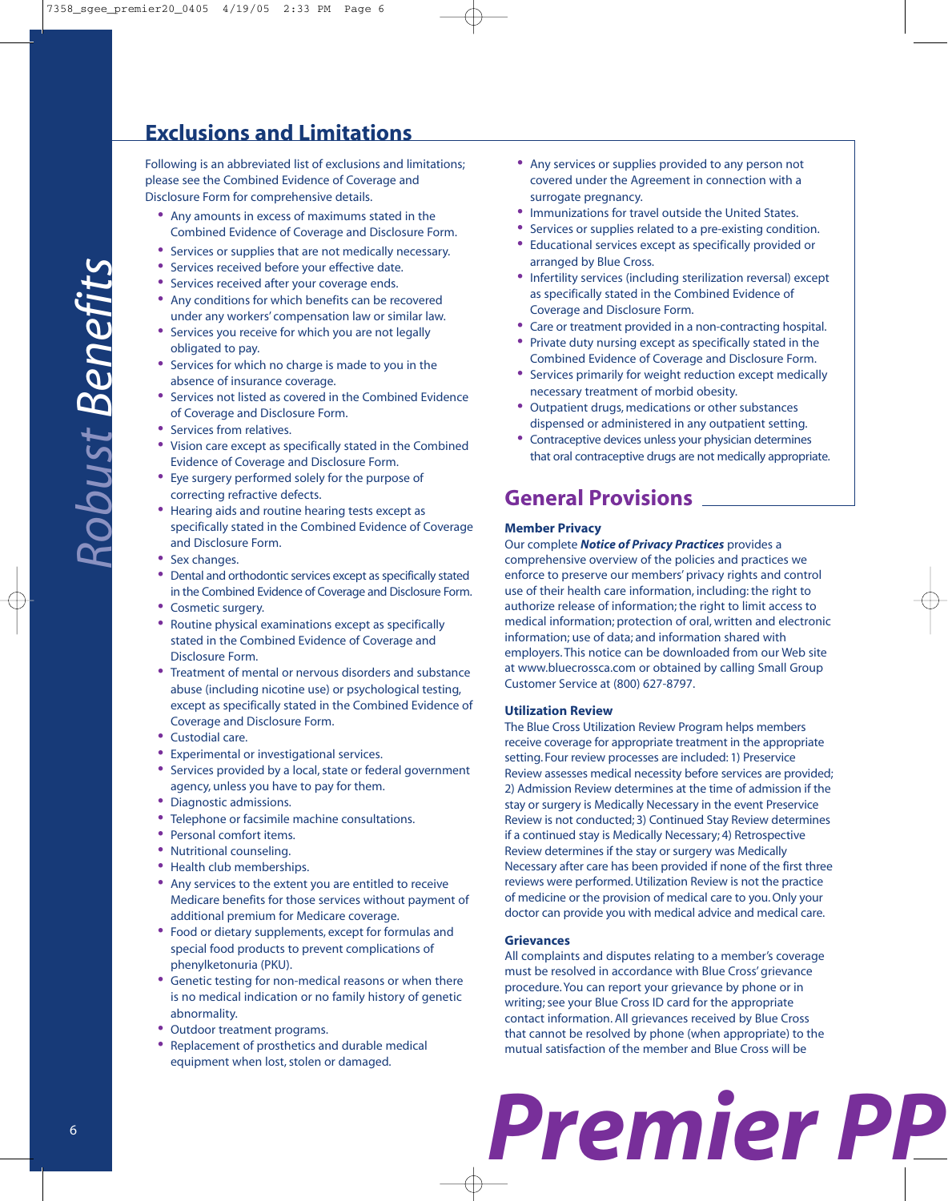## Exclusions and Limitations

Following is an abbreviated list of exclusions and limitations; please see the Combined Evidence of Coverage and Disclosure Form for comprehensive details.

- Any amounts in excess of maximums stated in the Combined Evidence of Coverage and Disclosure Form.
- Services or supplies that are not medically necessary.
- Services received before your effective date.
- Services received after your coverage ends.
- Any conditions for which benefits can be recovered under any workers' compensation law or similar law.
- Services you receive for which you are not legally obligated to pay.
- Services for which no charge is made to you in the absence of insurance coverage.
- Services not listed as covered in the Combined Evidence of Coverage and Disclosure Form.
- Services from relatives.
- Vision care except as specifically stated in the Combined Evidence of Coverage and Disclosure Form.
- Eye surgery performed solely for the purpose of correcting refractive defects.
- Hearing aids and routine hearing tests except as specifically stated in the Combined Evidence of Coverage and Disclosure Form.
- Sex changes.
- Dental and orthodontic services except as specifically stated in the Combined Evidence of Coverage and Disclosure Form.
- Cosmetic surgery.
- Routine physical examinations except as specifically stated in the Combined Evidence of Coverage and Disclosure Form.
- Treatment of mental or nervous disorders and substance abuse (including nicotine use) or psychological testing, except as specifically stated in the Combined Evidence of Coverage and Disclosure Form.
- Custodial care.
- Experimental or investigational services.
- Services provided by a local, state or federal government agency, unless you have to pay for them.
- Diagnostic admissions.
- Telephone or facsimile machine consultations.
- Personal comfort items.
- Nutritional counseling.
- Health club memberships.
- Any services to the extent you are entitled to receive Medicare benefits for those services without payment of additional premium for Medicare coverage.
- Food or dietary supplements, except for formulas and special food products to prevent complications of phenylketonuria (PKU).
- Genetic testing for non-medical reasons or when there is no medical indication or no family history of genetic abnormality.
- Outdoor treatment programs.
- Replacement of prosthetics and durable medical equipment when lost, stolen or damaged.
- Any services or supplies provided to any person not covered under the Agreement in connection with a surrogate pregnancy.
- Immunizations for travel outside the United States.
- Services or supplies related to a pre-existing condition.
- Educational services except as specifically provided or arranged by Blue Cross.
- Infertility services (including sterilization reversal) except as specifically stated in the Combined Evidence of Coverage and Disclosure Form.
- Care or treatment provided in a non-contracting hospital.
- Private duty nursing except as specifically stated in the Combined Evidence of Coverage and Disclosure Form.
- Services primarily for weight reduction except medically necessary treatment of morbid obesity.
- Outpatient drugs, medications or other substances dispensed or administered in any outpatient setting.
- Contraceptive devices unless your physician determines that oral contraceptive drugs are not medically appropriate.

## General Provisions

### Member Privacy

Our complete ***Notice of Privacy Practices*** provides a comprehensive overview of the policies and practices we enforce to preserve our members' privacy rights and control use of their health care information, including: the right to authorize release of information; the right to limit access to medical information; protection of oral, written and electronic information; use of data; and information shared with employers. This notice can be downloaded from our Web site at www.bluecrossca.com or obtained by calling Small Group Customer Service at (800) 627-8797.

### Utilization Review

The Blue Cross Utilization Review Program helps members receive coverage for appropriate treatment in the appropriate setting. Four review processes are included: 1) Preservice Review assesses medical necessity before services are provided; 2) Admission Review determines at the time of admission if the stay or surgery is Medically Necessary in the event Preservice Review is not conducted; 3) Continued Stay Review determines if a continued stay is Medically Necessary; 4) Retrospective Review determines if the stay or surgery was Medically Necessary after care has been provided if none of the first three reviews were performed. Utilization Review is not the practice of medicine or the provision of medical care to you. Only your doctor can provide you with medical advice and medical care.

### Grievances

All complaints and disputes relating to a member's coverage must be resolved in accordance with Blue Cross' grievance procedure. You can report your grievance by phone or in writing; see your Blue Cross ID card for the appropriate contact information. All grievances received by Blue Cross that cannot be resolved by phone (when appropriate) to the mutual satisfaction of the member and Blue Cross will be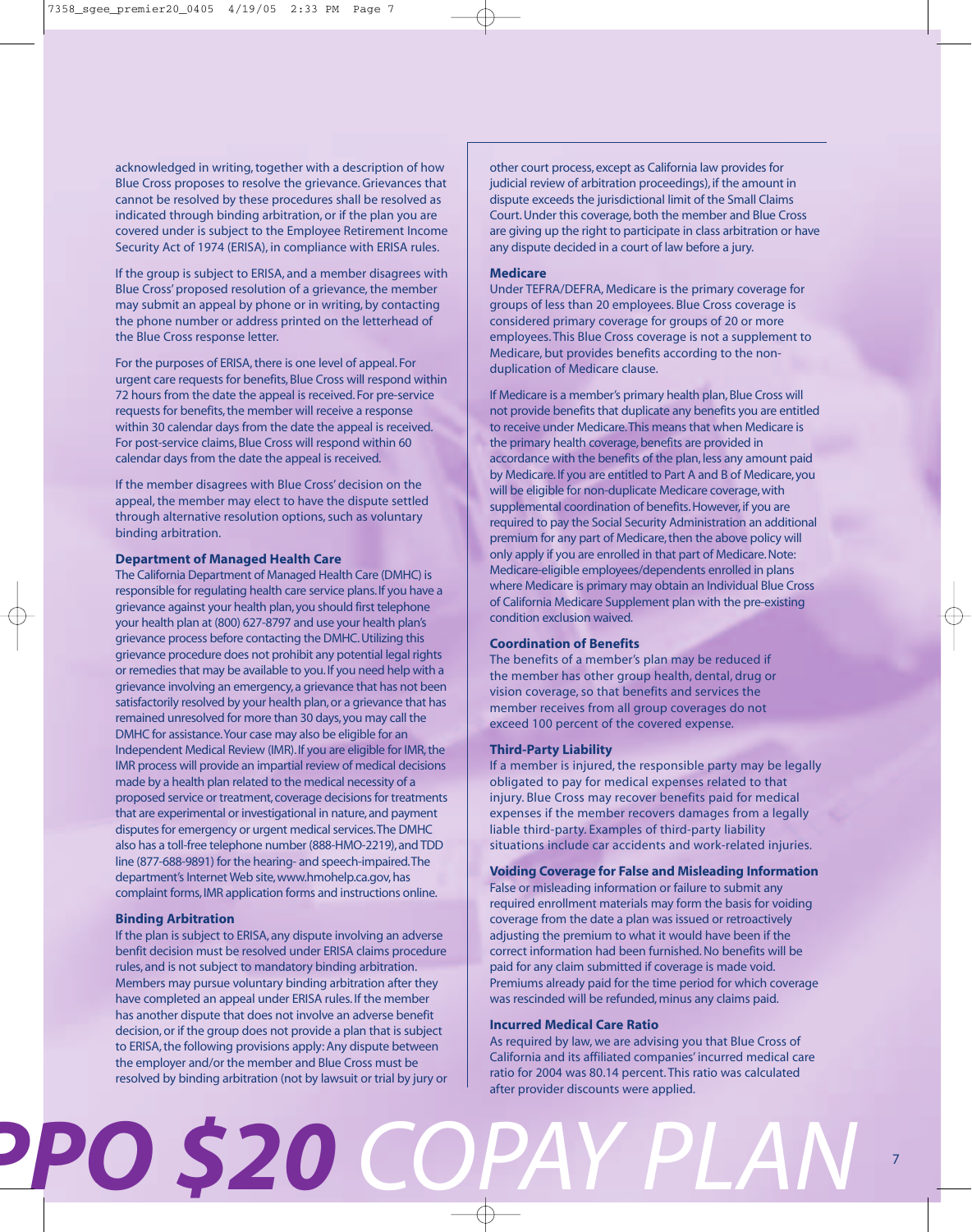acknowledged in writing, together with a description of how Blue Cross proposes to resolve the grievance. Grievances that cannot be resolved by these procedures shall be resolved as indicated through binding arbitration, or if the plan you are covered under is subject to the Employee Retirement Income Security Act of 1974 (ERISA), in compliance with ERISA rules.

If the group is subject to ERISA, and a member disagrees with Blue Cross' proposed resolution of a grievance, the member may submit an appeal by phone or in writing, by contacting the phone number or address printed on the letterhead of the Blue Cross response letter.

For the purposes of ERISA, there is one level of appeal. For urgent care requests for benefits, Blue Cross will respond within 72 hours from the date the appeal is received. For pre-service requests for benefits, the member will receive a response within 30 calendar days from the date the appeal is received. For post-service claims, Blue Cross will respond within 60 calendar days from the date the appeal is received.

If the member disagrees with Blue Cross' decision on the appeal, the member may elect to have the dispute settled through alternative resolution options, such as voluntary binding arbitration.

**Department of Managed Health Care**

The California Department of Managed Health Care (DMHC) is responsible for regulating health care service plans. If you have a grievance against your health plan, you should first telephone your health plan at (800) 627-8797 and use your health plan's grievance process before contacting the DMHC. Utilizing this grievance procedure does not prohibit any potential legal rights or remedies that may be available to you. If you need help with a grievance involving an emergency, a grievance that has not been satisfactorily resolved by your health plan, or a grievance that has remained unresolved for more than 30 days, you may call the DMHC for assistance. Your case may also be eligible for an Independent Medical Review (IMR). If you are eligible for IMR, the IMR process will provide an impartial review of medical decisions made by a health plan related to the medical necessity of a proposed service or treatment, coverage decisions for treatments that are experimental or investigational in nature, and payment disputes for emergency or urgent medical services. The DMHC also has a toll-free telephone number (888-HMO-2219), and TDD line (877-688-9891) for the hearing- and speech-impaired. The department's Internet Web site, www.hmohelp.ca.gov, has complaint forms, IMR application forms and instructions online.

**Binding Arbitration**

If the plan is subject to ERISA, any dispute involving an adverse benfit decision must be resolved under ERISA claims procedure rules, and is not subject to mandatory binding arbitration. Members may pursue voluntary binding arbitration after they have completed an appeal under ERISA rules. If the member has another dispute that does not involve an adverse benefit decision, or if the group does not provide a plan that is subject to ERISA, the following provisions apply: Any dispute between the employer and/or the member and Blue Cross must be resolved by binding arbitration (not by lawsuit or trial by jury or other court process, except as California law provides for judicial review of arbitration proceedings), if the amount in dispute exceeds the jurisdictional limit of the Small Claims Court. Under this coverage, both the member and Blue Cross are giving up the right to participate in class arbitration or have any dispute decided in a court of law before a jury.

**Medicare**

Under TEFRA/DEFRA, Medicare is the primary coverage for groups of less than 20 employees. Blue Cross coverage is considered primary coverage for groups of 20 or more employees. This Blue Cross coverage is not a supplement to Medicare, but provides benefits according to the non-duplication of Medicare clause.

If Medicare is a member's primary health plan, Blue Cross will not provide benefits that duplicate any benefits you are entitled to receive under Medicare. This means that when Medicare is the primary health coverage, benefits are provided in accordance with the benefits of the plan, less any amount paid by Medicare. If you are entitled to Part A and B of Medicare, you will be eligible for non-duplicate Medicare coverage, with supplemental coordination of benefits. However, if you are required to pay the Social Security Administration an additional premium for any part of Medicare, then the above policy will only apply if you are enrolled in that part of Medicare. Note: Medicare-eligible employees/dependents enrolled in plans where Medicare is primary may obtain an Individual Blue Cross of California Medicare Supplement plan with the pre-existing condition exclusion waived.

**Coordination of Benefits**

The benefits of a member's plan may be reduced if the member has other group health, dental, drug or vision coverage, so that benefits and services the member receives from all group coverages do not exceed 100 percent of the covered expense.

**Third-Party Liability**

If a member is injured, the responsible party may be legally obligated to pay for medical expenses related to that injury. Blue Cross may recover benefits paid for medical expenses if the member recovers damages from a legally liable third-party. Examples of third-party liability situations include car accidents and work-related injuries.

**Voiding Coverage for False and Misleading Information**

False or misleading information or failure to submit any required enrollment materials may form the basis for voiding coverage from the date a plan was issued or retroactively adjusting the premium to what it would have been if the correct information had been furnished. No benefits will be paid for any claim submitted if coverage is made void. Premiums already paid for the time period for which coverage was rescinded will be refunded, minus any claims paid.

**Incurred Medical Care Ratio**

As required by law, we are advising you that Blue Cross of California and its affiliated companies' incurred medical care ratio for 2004 was 80.14 percent. This ratio was calculated after provider discounts were applied.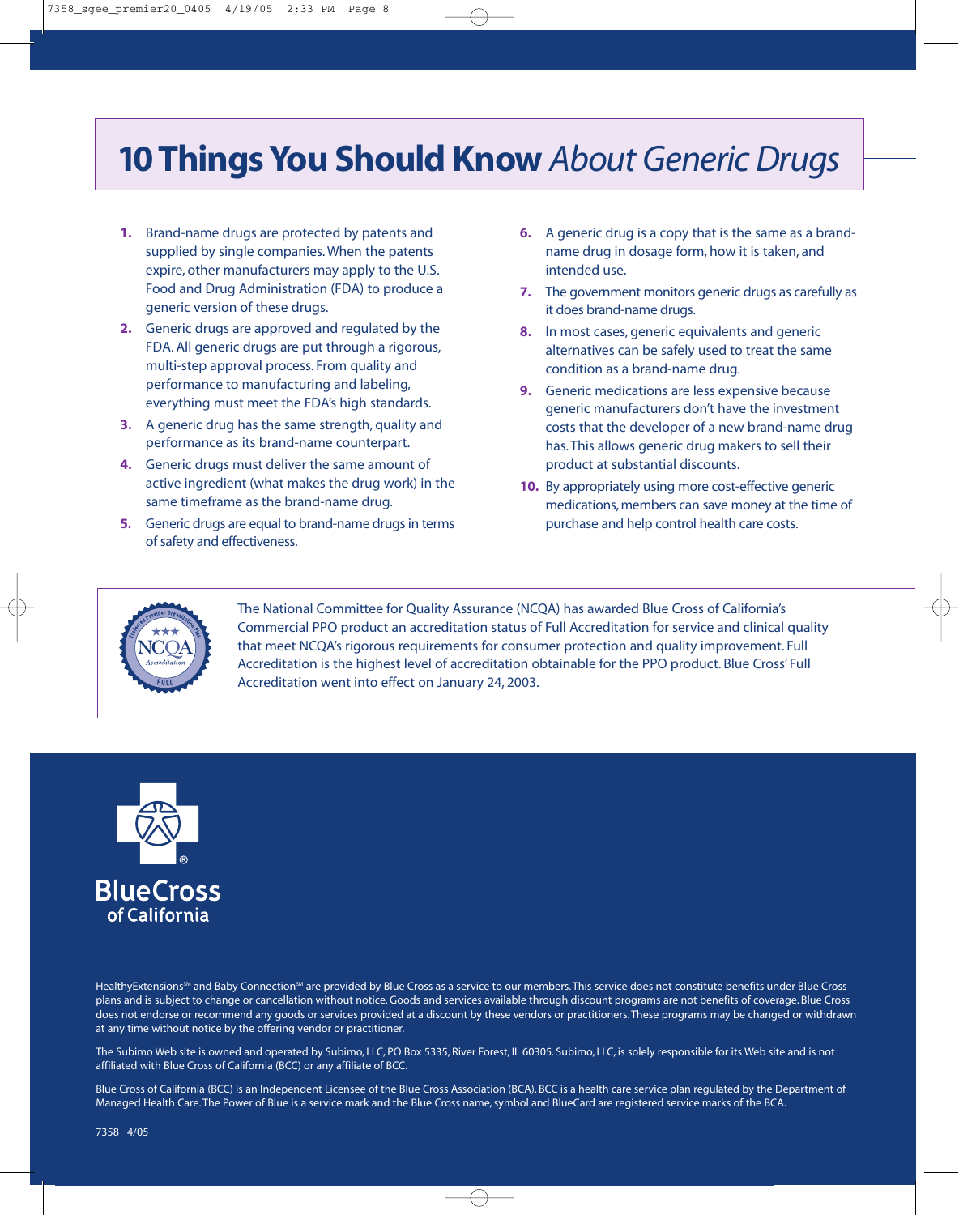# **10 Things You Should Know** *About Generic Drugs*

1. Brand-name drugs are protected by patents and supplied by single companies. When the patents expire, other manufacturers may apply to the U.S. Food and Drug Administration (FDA) to produce a generic version of these drugs.
2. Generic drugs are approved and regulated by the FDA. All generic drugs are put through a rigorous, multi-step approval process. From quality and performance to manufacturing and labeling, everything must meet the FDA's high standards.
3. A generic drug has the same strength, quality and performance as its brand-name counterpart.
4. Generic drugs must deliver the same amount of active ingredient (what makes the drug work) in the same timeframe as the brand-name drug.
5. Generic drugs are equal to brand-name drugs in terms of safety and effectiveness.
6. A generic drug is a copy that is the same as a brand-name drug in dosage form, how it is taken, and intended use.
7. The government monitors generic drugs as carefully as it does brand-name drugs.
8. In most cases, generic equivalents and generic alternatives can be safely used to treat the same condition as a brand-name drug.
9. Generic medications are less expensive because generic manufacturers don't have the investment costs that the developer of a new brand-name drug has. This allows generic drug makers to sell their product at substantial discounts.
10. By appropriately using more cost-effective generic medications, members can save money at the time of purchase and help control health care costs.

Preferred Provider Organization Plan ★★★ NCQA Accreditation FULL

The National Committee for Quality Assurance (NCQA) has awarded Blue Cross of California's Commercial PPO product an accreditation status of Full Accreditation for service and clinical quality that meet NCQA's rigorous requirements for consumer protection and quality improvement. Full Accreditation is the highest level of accreditation obtainable for the PPO product. Blue Cross' Full Accreditation went into effect on January 24, 2003.

BlueCross of California®

HealthyExtensions℠ and Baby Connection℠ are provided by Blue Cross as a service to our members. This service does not constitute benefits under Blue Cross plans and is subject to change or cancellation without notice. Goods and services available through discount programs are not benefits of coverage. Blue Cross does not endorse or recommend any goods or services provided at a discount by these vendors or practitioners. These programs may be changed or withdrawn at any time without notice by the offering vendor or practitioner.

The Subimo Web site is owned and operated by Subimo, LLC, PO Box 5335, River Forest, IL 60305. Subimo, LLC, is solely responsible for its Web site and is not affiliated with Blue Cross of California (BCC) or any affiliate of BCC.

Blue Cross of California (BCC) is an Independent Licensee of the Blue Cross Association (BCA). BCC is a health care service plan regulated by the Department of Managed Health Care. The Power of Blue is a service mark and the Blue Cross name, symbol and BlueCard are registered service marks of the BCA.

7358 4/05